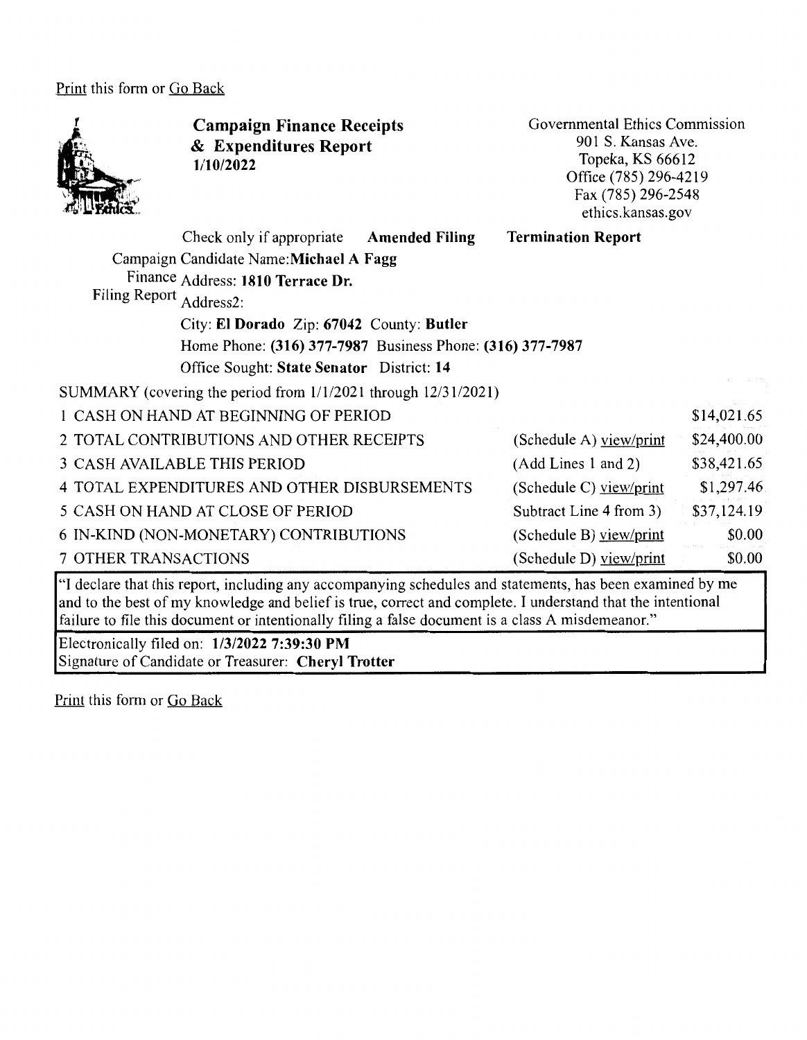Print this form or Go Back

**Campaign Finance Receipts & Expenditures Report**
**1/10/2022**

Governmental Ethics Commission
901 S. Kansas Ave.
Topeka, KS 66612
Office (785) 296-4219
Fax (785) 296-2548
ethics.kansas.gov

Check only if appropriate **Amended Filing** **Termination Report**

Campaign Finance Filing Report

Candidate Name: **Michael A Fagg**
Address: **1810 Terrace Dr.**
Address2:
City: **El Dorado** Zip: **67042** County: **Butler**
Home Phone: **(316) 377-7987** Business Phone: **(316) 377-7987**
Office Sought: **State Senator** District: **14**

SUMMARY (covering the period from 1/1/2021 through 12/31/2021)

| | | |
|---|---|---|
| 1 CASH ON HAND AT BEGINNING OF PERIOD | | $14,021.65 |
| 2 TOTAL CONTRIBUTIONS AND OTHER RECEIPTS | (Schedule A) view/print | $24,400.00 |
| 3 CASH AVAILABLE THIS PERIOD | (Add Lines 1 and 2) | $38,421.65 |
| 4 TOTAL EXPENDITURES AND OTHER DISBURSEMENTS | (Schedule C) view/print | $1,297.46 |
| 5 CASH ON HAND AT CLOSE OF PERIOD | Subtract Line 4 from 3) | $37,124.19 |
| 6 IN-KIND (NON-MONETARY) CONTRIBUTIONS | (Schedule B) view/print | $0.00 |
| 7 OTHER TRANSACTIONS | (Schedule D) view/print | $0.00 |

"I declare that this report, including any accompanying schedules and statements, has been examined by me and to the best of my knowledge and belief is true, correct and complete. I understand that the intentional failure to file this document or intentionally filing a false document is a class A misdemeanor."

Electronically filed on: **1/3/2022 7:39:30 PM**
Signature of Candidate or Treasurer: **Cheryl Trotter**

Print this form or Go Back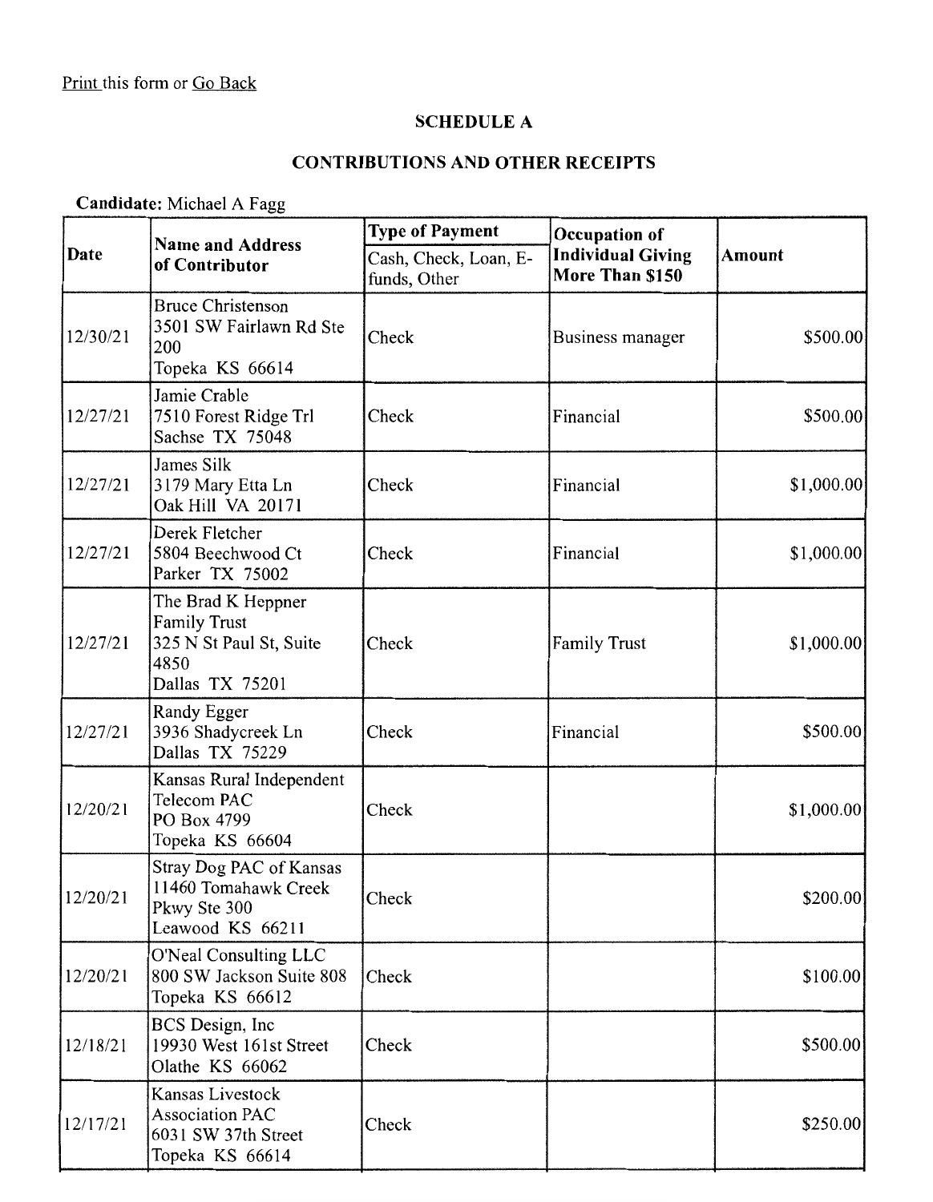Print this form or Go Back

## SCHEDULE A

## CONTRIBUTIONS AND OTHER RECEIPTS

**Candidate:** Michael A Fagg

| Date | Name and Address of Contributor | Type of Payment<br>Cash, Check, Loan, E-funds, Other | Occupation of Individual Giving More Than $150 | Amount |
|---|---|---|---|---|
| 12/30/21 | Bruce Christenson<br>3501 SW Fairlawn Rd Ste 200<br>Topeka KS 66614 | Check | Business manager | $500.00 |
| 12/27/21 | Jamie Crable<br>7510 Forest Ridge Trl<br>Sachse TX 75048 | Check | Financial | $500.00 |
| 12/27/21 | James Silk<br>3179 Mary Etta Ln<br>Oak Hill VA 20171 | Check | Financial | $1,000.00 |
| 12/27/21 | Derek Fletcher<br>5804 Beechwood Ct<br>Parker TX 75002 | Check | Financial | $1,000.00 |
| 12/27/21 | The Brad K Heppner Family Trust<br>325 N St Paul St, Suite 4850<br>Dallas TX 75201 | Check | Family Trust | $1,000.00 |
| 12/27/21 | Randy Egger<br>3936 Shadycreek Ln<br>Dallas TX 75229 | Check | Financial | $500.00 |
| 12/20/21 | Kansas Rural Independent Telecom PAC<br>PO Box 4799<br>Topeka KS 66604 | Check | | $1,000.00 |
| 12/20/21 | Stray Dog PAC of Kansas<br>11460 Tomahawk Creek Pkwy Ste 300<br>Leawood KS 66211 | Check | | $200.00 |
| 12/20/21 | O'Neal Consulting LLC<br>800 SW Jackson Suite 808<br>Topeka KS 66612 | Check | | $100.00 |
| 12/18/21 | BCS Design, Inc<br>19930 West 161st Street<br>Olathe KS 66062 | Check | | $500.00 |
| 12/17/21 | Kansas Livestock Association PAC<br>6031 SW 37th Street<br>Topeka KS 66614 | Check | | $250.00 |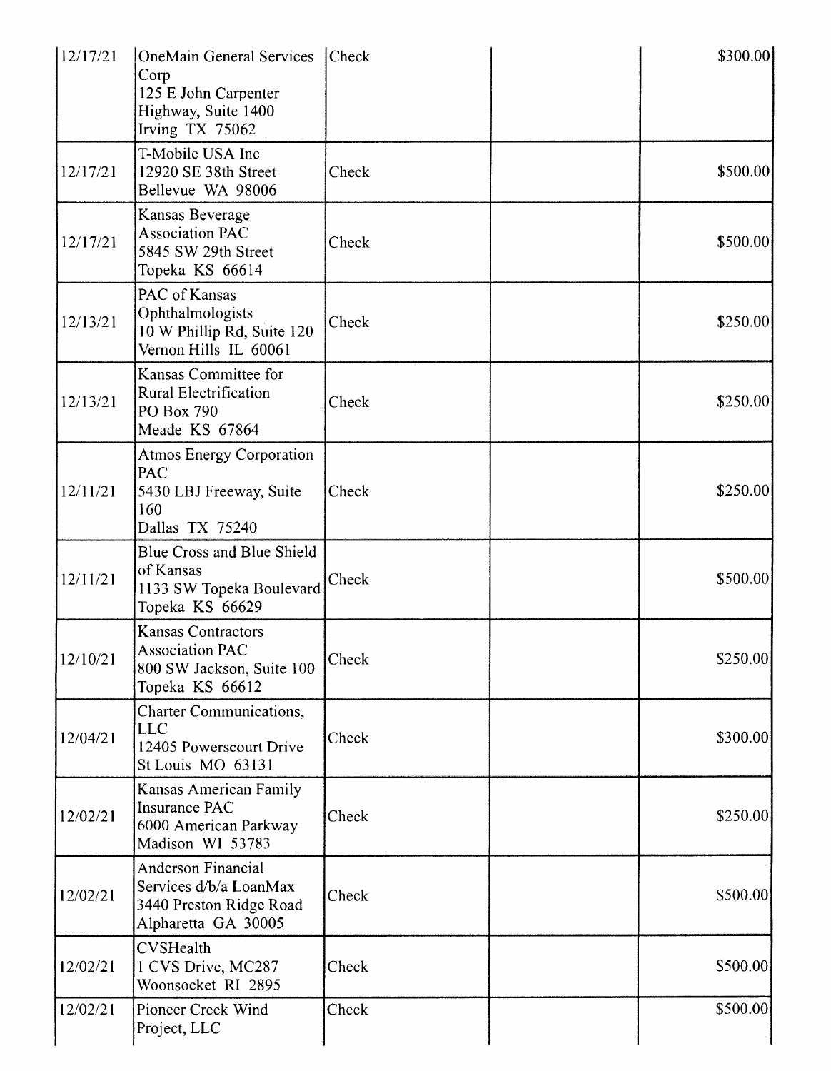| | | | | |
|---|---|---|---|---|
| 12/17/21 | OneMain General Services Corp<br>125 E John Carpenter Highway, Suite 1400<br>Irving TX 75062 | Check | | $300.00 |
| 12/17/21 | T-Mobile USA Inc<br>12920 SE 38th Street<br>Bellevue WA 98006 | Check | | $500.00 |
| 12/17/21 | Kansas Beverage Association PAC<br>5845 SW 29th Street<br>Topeka KS 66614 | Check | | $500.00 |
| 12/13/21 | PAC of Kansas Ophthalmologists<br>10 W Phillip Rd, Suite 120<br>Vernon Hills IL 60061 | Check | | $250.00 |
| 12/13/21 | Kansas Committee for Rural Electrification<br>PO Box 790<br>Meade KS 67864 | Check | | $250.00 |
| 12/11/21 | Atmos Energy Corporation PAC<br>5430 LBJ Freeway, Suite 160<br>Dallas TX 75240 | Check | | $250.00 |
| 12/11/21 | Blue Cross and Blue Shield of Kansas<br>1133 SW Topeka Boulevard<br>Topeka KS 66629 | Check | | $500.00 |
| 12/10/21 | Kansas Contractors Association PAC<br>800 SW Jackson, Suite 100<br>Topeka KS 66612 | Check | | $250.00 |
| 12/04/21 | Charter Communications, LLC<br>12405 Powerscourt Drive<br>St Louis MO 63131 | Check | | $300.00 |
| 12/02/21 | Kansas American Family Insurance PAC<br>6000 American Parkway<br>Madison WI 53783 | Check | | $250.00 |
| 12/02/21 | Anderson Financial Services d/b/a LoanMax<br>3440 Preston Ridge Road<br>Alpharetta GA 30005 | Check | | $500.00 |
| 12/02/21 | CVSHealth<br>1 CVS Drive, MC287<br>Woonsocket RI 2895 | Check | | $500.00 |
| 12/02/21 | Pioneer Creek Wind Project, LLC | Check | | $500.00 |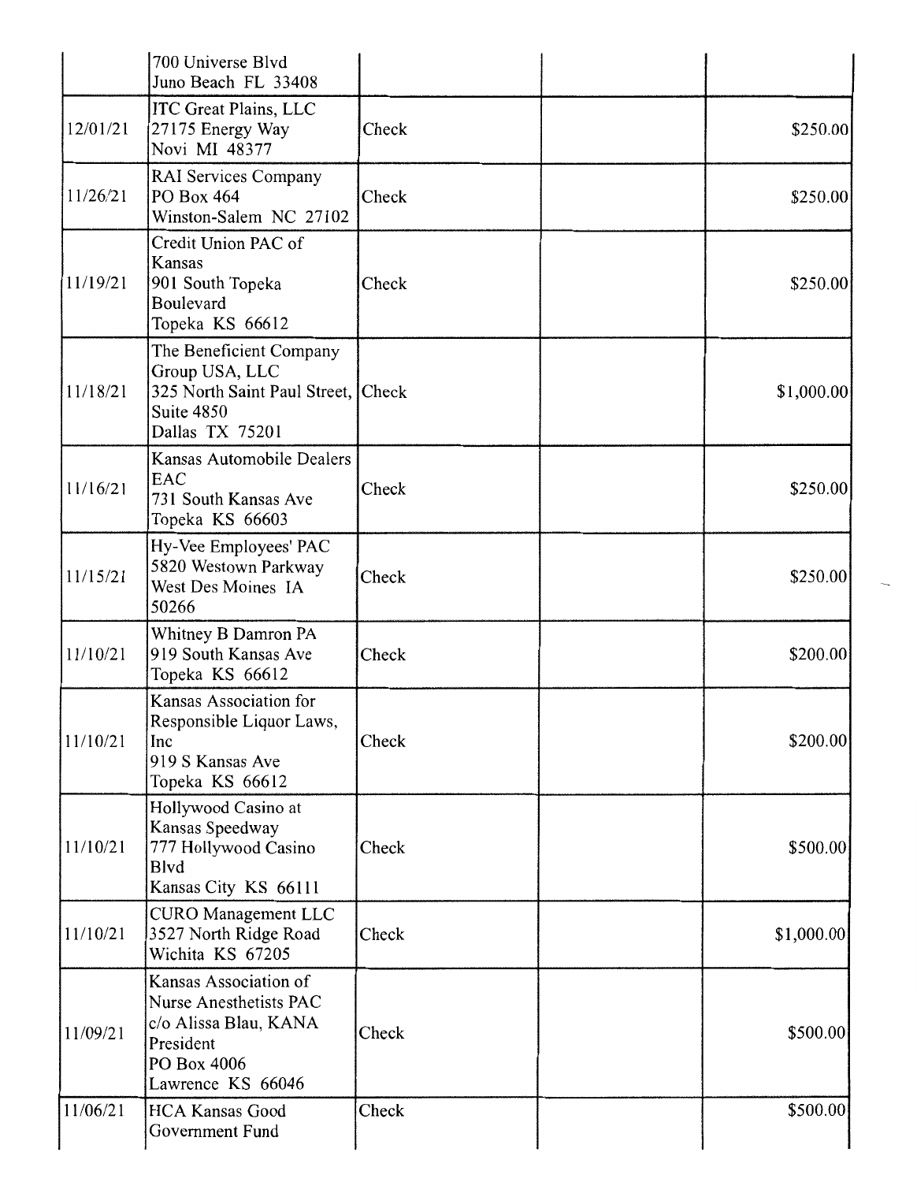| | | | | |
|---|---|---|---|---|
| | 700 Universe Blvd<br>Juno Beach FL 33408 | | | |
| 12/01/21 | ITC Great Plains, LLC<br>27175 Energy Way<br>Novi MI 48377 | Check | | $250.00 |
| 11/26/21 | RAI Services Company<br>PO Box 464<br>Winston-Salem NC 27102 | Check | | $250.00 |
| 11/19/21 | Credit Union PAC of Kansas<br>901 South Topeka Boulevard<br>Topeka KS 66612 | Check | | $250.00 |
| 11/18/21 | The Beneficient Company Group USA, LLC<br>325 North Saint Paul Street, Suite 4850<br>Dallas TX 75201 | Check | | $1,000.00 |
| 11/16/21 | Kansas Automobile Dealers EAC<br>731 South Kansas Ave<br>Topeka KS 66603 | Check | | $250.00 |
| 11/15/21 | Hy-Vee Employees' PAC<br>5820 Westown Parkway<br>West Des Moines IA 50266 | Check | | $250.00 |
| 11/10/21 | Whitney B Damron PA<br>919 South Kansas Ave<br>Topeka KS 66612 | Check | | $200.00 |
| 11/10/21 | Kansas Association for Responsible Liquor Laws, Inc<br>919 S Kansas Ave<br>Topeka KS 66612 | Check | | $200.00 |
| 11/10/21 | Hollywood Casino at Kansas Speedway<br>777 Hollywood Casino Blvd<br>Kansas City KS 66111 | Check | | $500.00 |
| 11/10/21 | CURO Management LLC<br>3527 North Ridge Road<br>Wichita KS 67205 | Check | | $1,000.00 |
| 11/09/21 | Kansas Association of Nurse Anesthetists PAC<br>c/o Alissa Blau, KANA President<br>PO Box 4006<br>Lawrence KS 66046 | Check | | $500.00 |
| 11/06/21 | HCA Kansas Good Government Fund | Check | | $500.00 |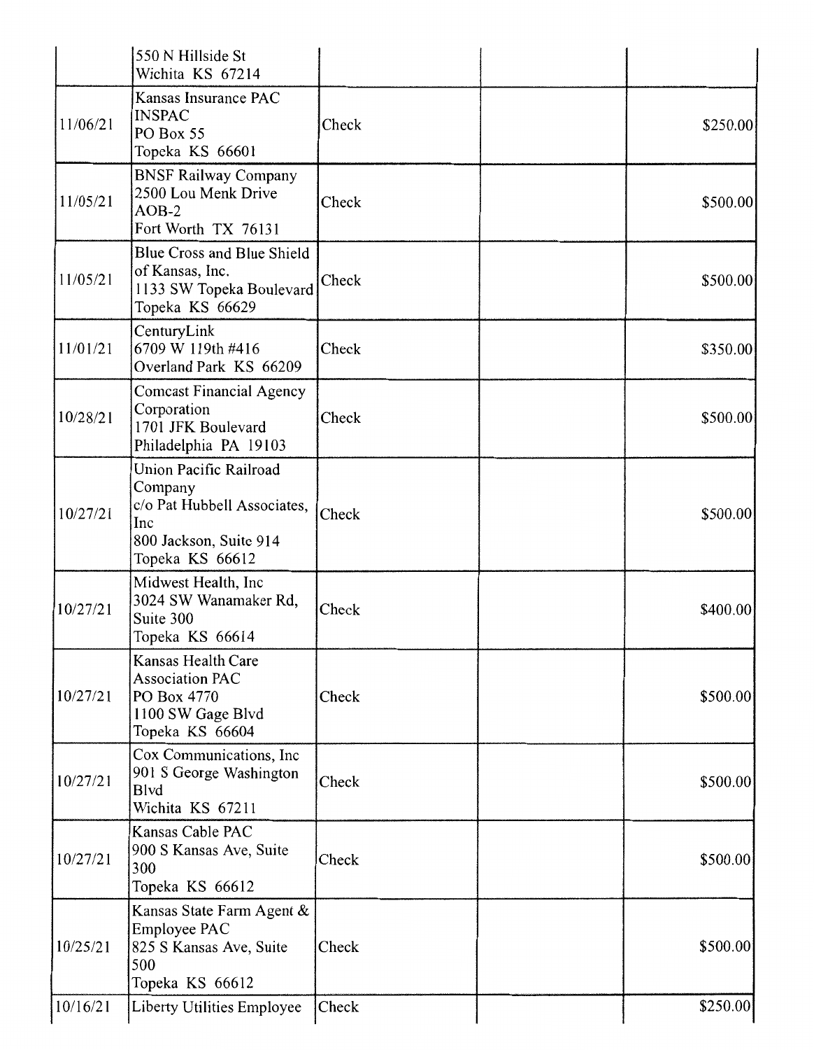|  |  |  |  |  |
|---|---|---|---|---|
|  | 550 N Hillside St<br>Wichita KS 67214 |  |  |  |
| 11/06/21 | Kansas Insurance PAC<br>INSPAC<br>PO Box 55<br>Topeka KS 66601 | Check |  | $250.00 |
| 11/05/21 | BNSF Railway Company<br>2500 Lou Menk Drive<br>AOB-2<br>Fort Worth TX 76131 | Check |  | $500.00 |
| 11/05/21 | Blue Cross and Blue Shield of Kansas, Inc.<br>1133 SW Topeka Boulevard<br>Topeka KS 66629 | Check |  | $500.00 |
| 11/01/21 | CenturyLink<br>6709 W 119th #416<br>Overland Park KS 66209 | Check |  | $350.00 |
| 10/28/21 | Comcast Financial Agency Corporation<br>1701 JFK Boulevard<br>Philadelphia PA 19103 | Check |  | $500.00 |
| 10/27/21 | Union Pacific Railroad Company<br>c/o Pat Hubbell Associates, Inc<br>800 Jackson, Suite 914<br>Topeka KS 66612 | Check |  | $500.00 |
| 10/27/21 | Midwest Health, Inc<br>3024 SW Wanamaker Rd, Suite 300<br>Topeka KS 66614 | Check |  | $400.00 |
| 10/27/21 | Kansas Health Care Association PAC<br>PO Box 4770<br>1100 SW Gage Blvd<br>Topeka KS 66604 | Check |  | $500.00 |
| 10/27/21 | Cox Communications, Inc<br>901 S George Washington Blvd<br>Wichita KS 67211 | Check |  | $500.00 |
| 10/27/21 | Kansas Cable PAC<br>900 S Kansas Ave, Suite 300<br>Topeka KS 66612 | Check |  | $500.00 |
| 10/25/21 | Kansas State Farm Agent & Employee PAC<br>825 S Kansas Ave, Suite 500<br>Topeka KS 66612 | Check |  | $500.00 |
| 10/16/21 | Liberty Utilities Employee | Check |  | $250.00 |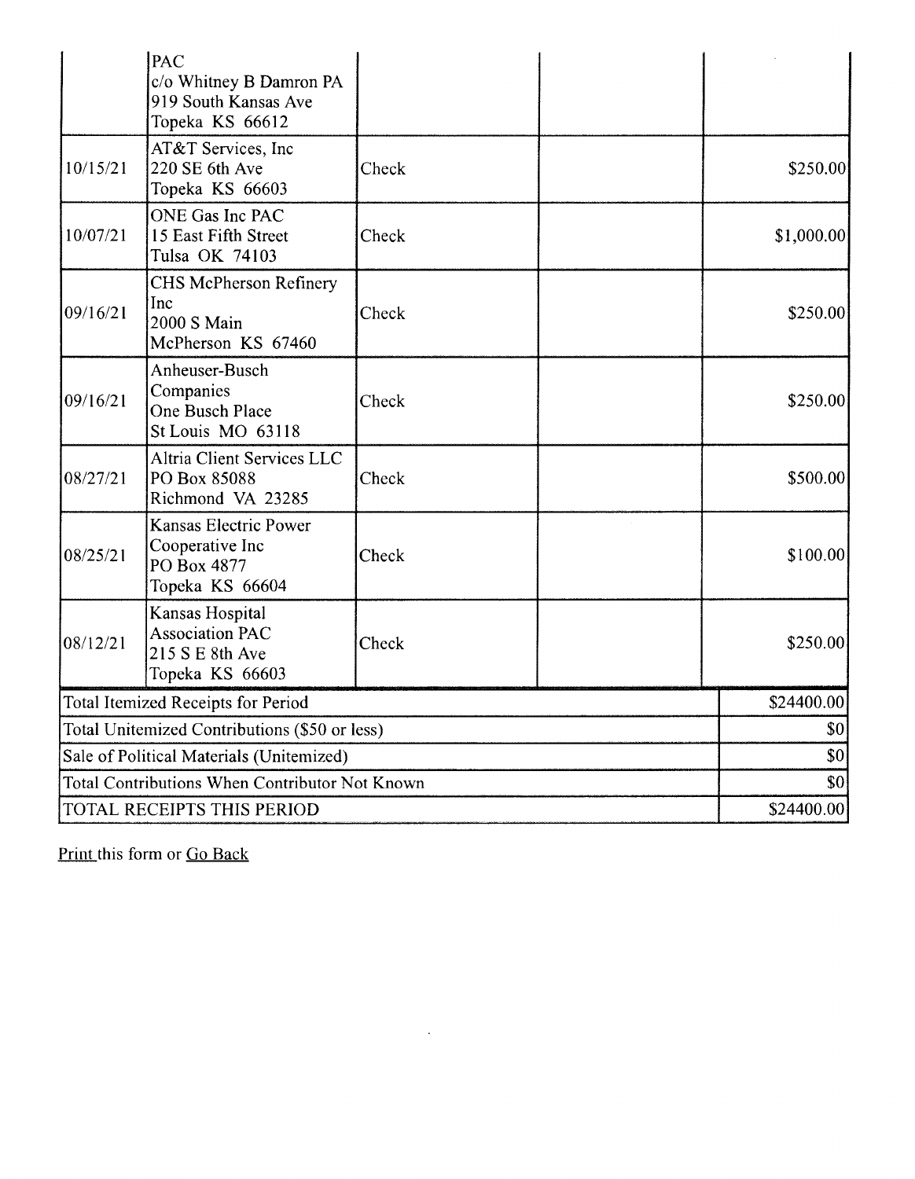| | | | | |
|---|---|---|---|---|
| | PAC<br>c/o Whitney B Damron PA<br>919 South Kansas Ave<br>Topeka KS 66612 | | | |
| 10/15/21 | AT&T Services, Inc<br>220 SE 6th Ave<br>Topeka KS 66603 | Check | | $250.00 |
| 10/07/21 | ONE Gas Inc PAC<br>15 East Fifth Street<br>Tulsa OK 74103 | Check | | $1,000.00 |
| 09/16/21 | CHS McPherson Refinery Inc<br>2000 S Main<br>McPherson KS 67460 | Check | | $250.00 |
| 09/16/21 | Anheuser-Busch Companies<br>One Busch Place<br>St Louis MO 63118 | Check | | $250.00 |
| 08/27/21 | Altria Client Services LLC<br>PO Box 85088<br>Richmond VA 23285 | Check | | $500.00 |
| 08/25/21 | Kansas Electric Power Cooperative Inc<br>PO Box 4877<br>Topeka KS 66604 | Check | | $100.00 |
| 08/12/21 | Kansas Hospital Association PAC<br>215 S E 8th Ave<br>Topeka KS 66603 | Check | | $250.00 |

| | |
|---|---|
| Total Itemized Receipts for Period | $24400.00 |
| Total Unitemized Contributions ($50 or less) | $0 |
| Sale of Political Materials (Unitemized) | $0 |
| Total Contributions When Contributor Not Known | $0 |
| TOTAL RECEIPTS THIS PERIOD | $24400.00 |

Print this form or Go Back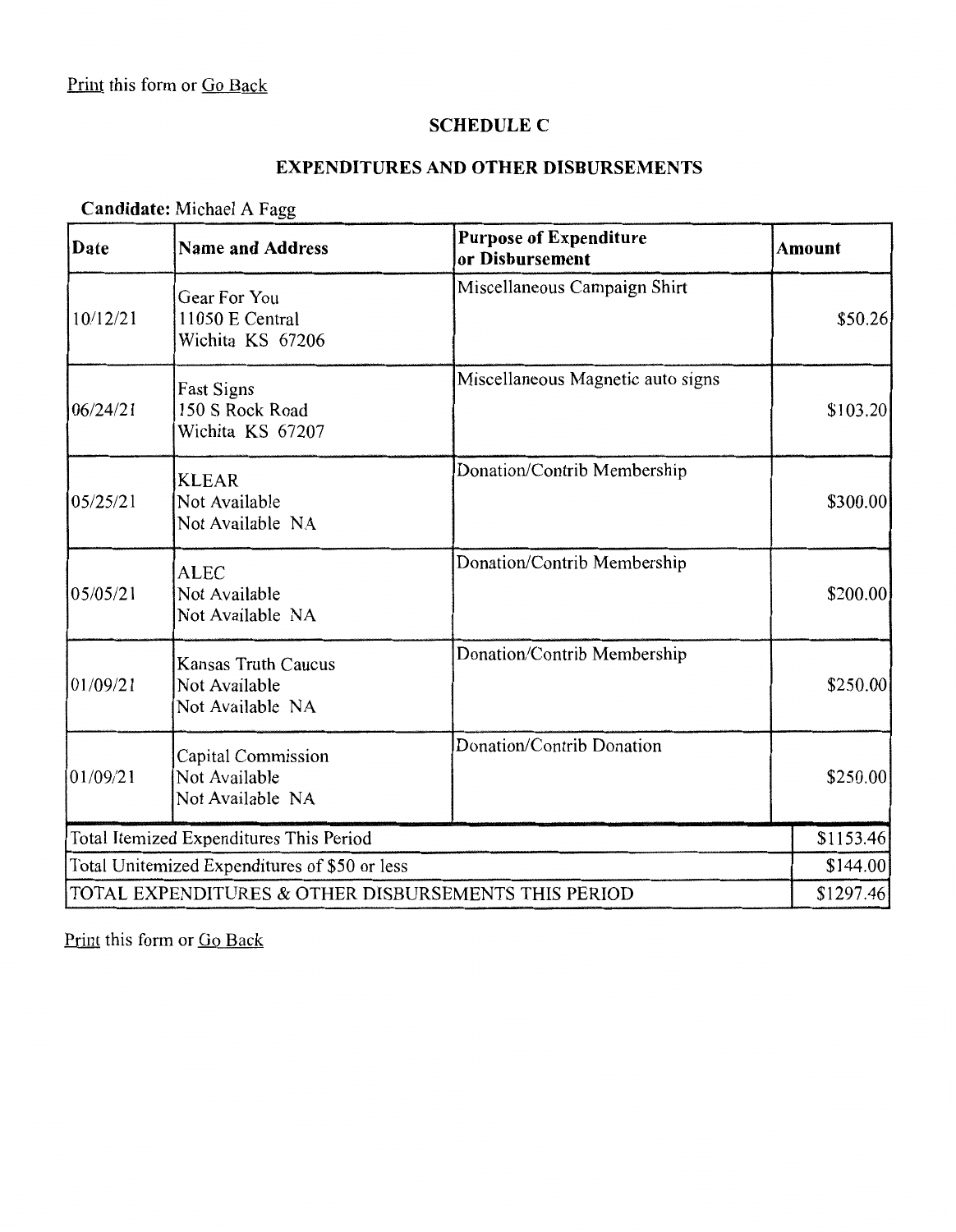Print this form or Go Back

## SCHEDULE C

## EXPENDITURES AND OTHER DISBURSEMENTS

**Candidate:** Michael A Fagg

| Date | Name and Address | Purpose of Expenditure or Disbursement | Amount |
|---|---|---|---|
| 10/12/21 | Gear For You<br>11050 E Central<br>Wichita KS 67206 | Miscellaneous Campaign Shirt | $50.26 |
| 06/24/21 | Fast Signs<br>150 S Rock Road<br>Wichita KS 67207 | Miscellaneous Magnetic auto signs | $103.20 |
| 05/25/21 | KLEAR<br>Not Available<br>Not Available NA | Donation/Contrib Membership | $300.00 |
| 05/05/21 | ALEC<br>Not Available<br>Not Available NA | Donation/Contrib Membership | $200.00 |
| 01/09/21 | Kansas Truth Caucus<br>Not Available<br>Not Available NA | Donation/Contrib Membership | $250.00 |
| 01/09/21 | Capital Commission<br>Not Available<br>Not Available NA | Donation/Contrib Donation | $250.00 |
| Total Itemized Expenditures This Period | | | $1153.46 |
| Total Unitemized Expenditures of $50 or less | | | $144.00 |
| TOTAL EXPENDITURES & OTHER DISBURSEMENTS THIS PERIOD | | | $1297.46 |

Print this form or Go Back